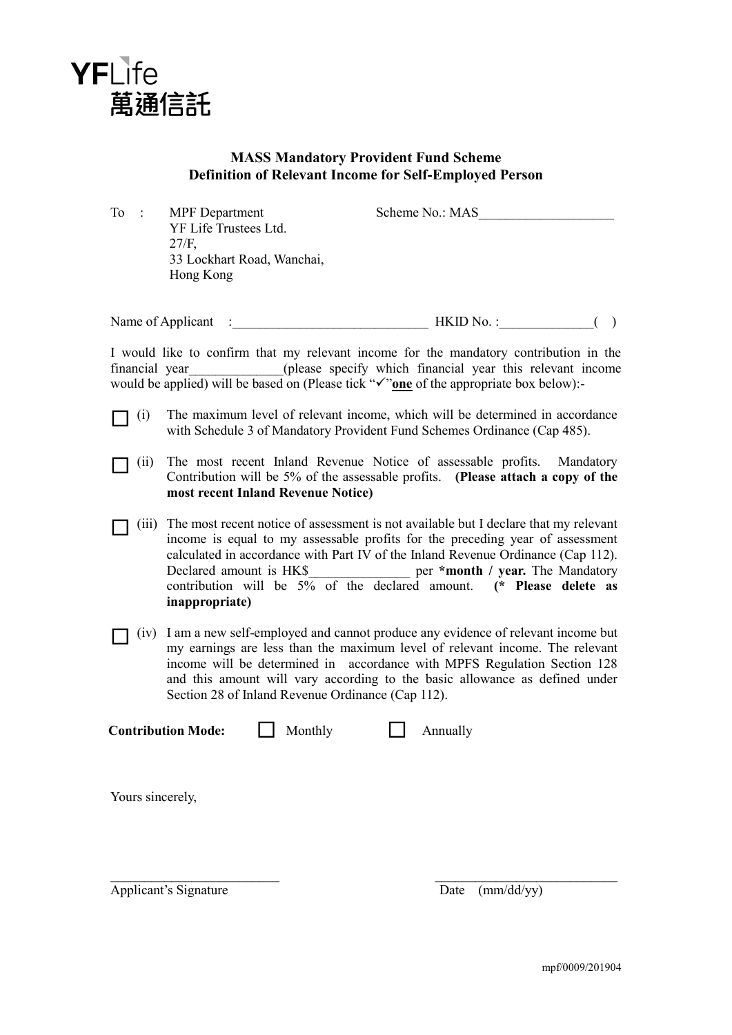YFLife
萬通信託

## MASS Mandatory Provident Fund Scheme
## Definition of Relevant Income for Self-Employed Person

To : MPF Department
YF Life Trustees Ltd.
27/F,
33 Lockhart Road, Wanchai,
Hong Kong

Scheme No.: MAS____________________

Name of Applicant : ______________________________ HKID No. :______________( )

I would like to confirm that my relevant income for the mandatory contribution in the financial year______________(please specify which financial year this relevant income would be applied) will be based on (Please tick "✓"**one** of the appropriate box below):-

☐ (i) The maximum level of relevant income, which will be determined in accordance with Schedule 3 of Mandatory Provident Fund Schemes Ordinance (Cap 485).

☐ (ii) The most recent Inland Revenue Notice of assessable profits. Mandatory Contribution will be 5% of the assessable profits. **(Please attach a copy of the most recent Inland Revenue Notice)**

☐ (iii) The most recent notice of assessment is not available but I declare that my relevant income is equal to my assessable profits for the preceding year of assessment calculated in accordance with Part IV of the Inland Revenue Ordinance (Cap 112). Declared amount is HK$_______________ per ***month / year.** The Mandatory contribution will be 5% of the declared amount. **(* Please delete as inappropriate)**

☐ (iv) I am a new self-employed and cannot produce any evidence of relevant income but my earnings are less than the maximum level of relevant income. The relevant income will be determined in accordance with MPFS Regulation Section 128 and this amount will vary according to the basic allowance as defined under Section 28 of Inland Revenue Ordinance (Cap 112).

**Contribution Mode:** ☐ Monthly ☐ Annually

Yours sincerely,

_________________________
Applicant's Signature

_________________________
Date (mm/dd/yy)

mpf/0009/201904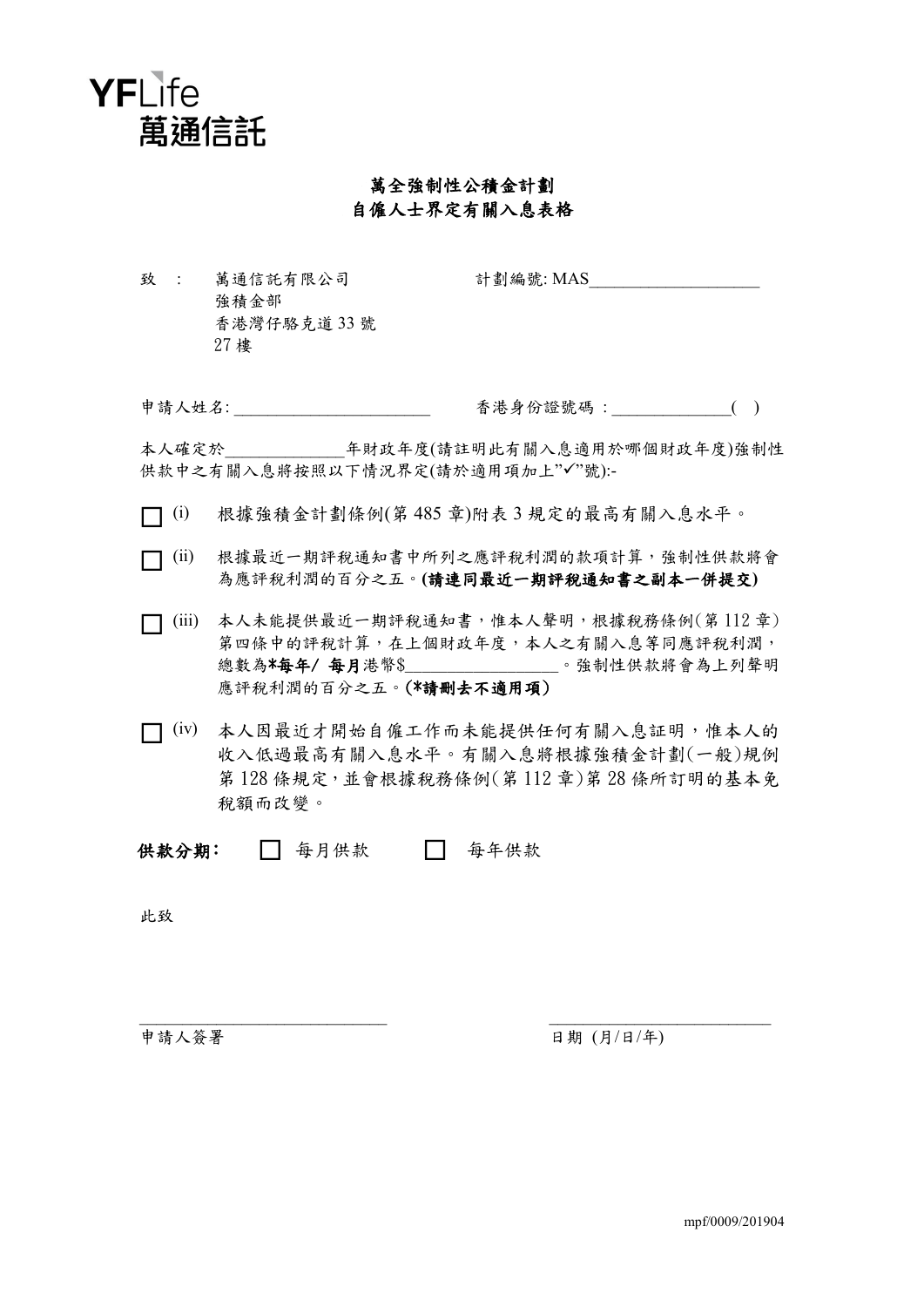YFLife
萬通信託

## 萬全強制性公積金計劃
## 自僱人士界定有關入息表格

致 : 萬通信託有限公司
強積金部
香港灣仔駱克道 33 號
27 樓

計劃編號: MAS___________________

申請人姓名: ______________________ 香港身份證號碼 : _____________( )

本人確定於______________年財政年度(請註明此有關入息適用於哪個財政年度)強制性供款中之有關入息將按照以下情況界定(請於適用項加上"✓"號):-

☐ (i) 根據強積金計劃條例(第 485 章)附表 3 規定的最高有關入息水平。

☐ (ii) 根據最近一期評稅通知書中所列之應評稅利潤的款項計算，強制性供款將會為應評稅利潤的百分之五。**(請連同最近一期評稅通知書之副本一併提交)**

☐ (iii) 本人未能提供最近一期評稅通知書，惟本人聲明，根據稅務條例(第 112 章)第四條中的評稅計算，在上個財政年度，本人之有關入息等同應評稅利潤，總數為***每年/ 每月**港幣$_________________。強制性供款將會為上列聲明應評稅利潤的百分之五。**(*請刪去不適用項)**

☐ (iv) 本人因最近才開始自僱工作而未能提供任何有關入息証明，惟本人的收入低過最高有關入息水平。有關入息將根據強積金計劃(一般)規例第 128 條規定，並會根據稅務條例(第 112 章)第 28 條所訂明的基本免稅額而改變。

**供款分期:** ☐ 每月供款 ☐ 每年供款

此致

_____________________________ _____________________________
申請人簽署 日期 (月/日/年)

mpf/0009/201904